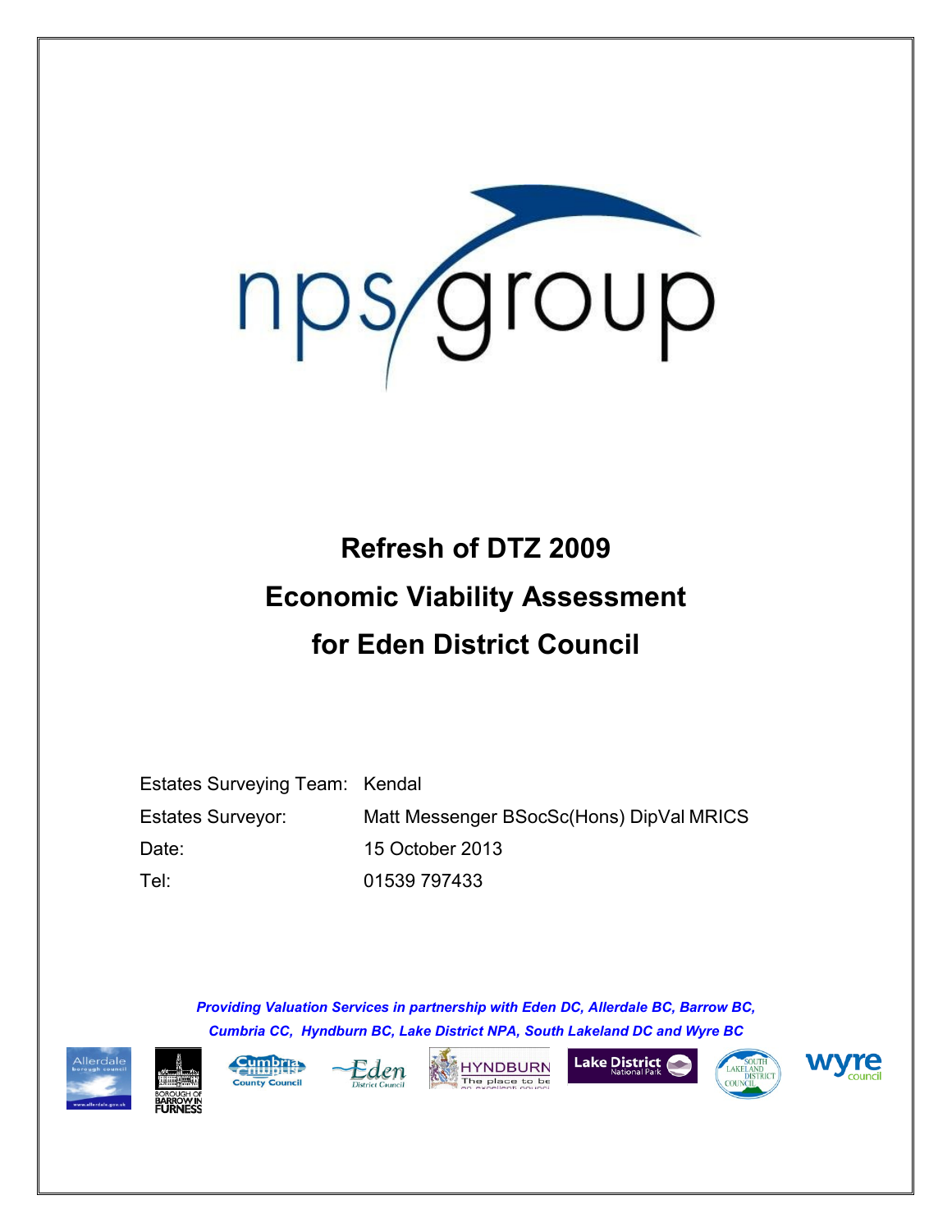# Refresh of DTZ 2009

# Economic Viability Assessment

# for Eden District Council

| | |
|---|---|
| Estates Surveying Team: | Kendal |
| Estates Surveyor: | Matt Messenger BSocSc(Hons) DipVal MRICS |
| Date: | 15 October 2013 |
| Tel: | 01539 797433 |

***Providing Valuation Services in partnership with Eden DC, Allerdale BC, Barrow BC, Cumbria CC, Hyndburn BC, Lake District NPA, South Lakeland DC and Wyre BC***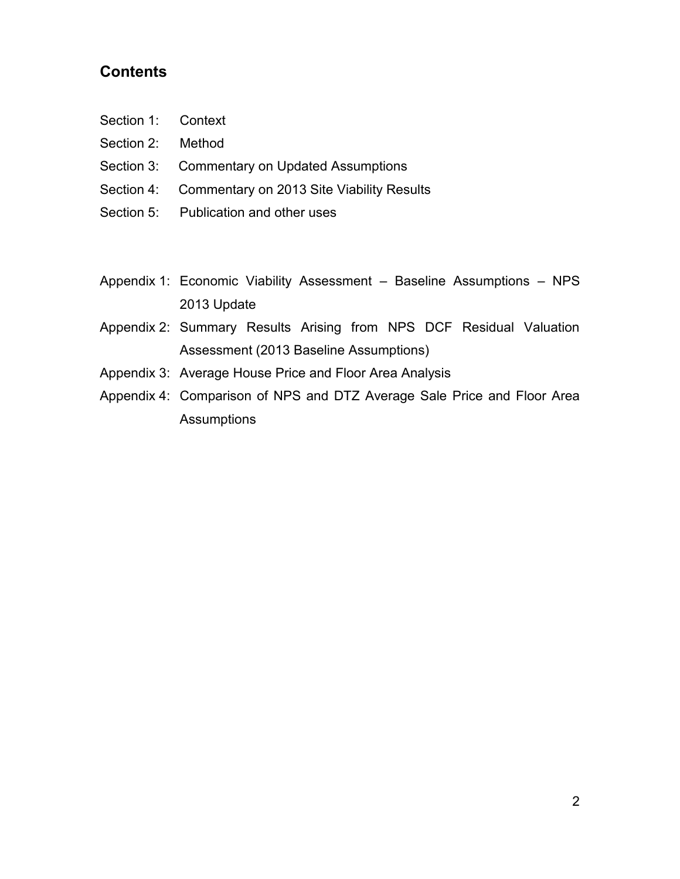## Contents

Section 1: Context

Section 2: Method

Section 3: Commentary on Updated Assumptions

Section 4: Commentary on 2013 Site Viability Results

Section 5: Publication and other uses

Appendix 1: Economic Viability Assessment – Baseline Assumptions – NPS 2013 Update

Appendix 2: Summary Results Arising from NPS DCF Residual Valuation Assessment (2013 Baseline Assumptions)

Appendix 3: Average House Price and Floor Area Analysis

Appendix 4: Comparison of NPS and DTZ Average Sale Price and Floor Area Assumptions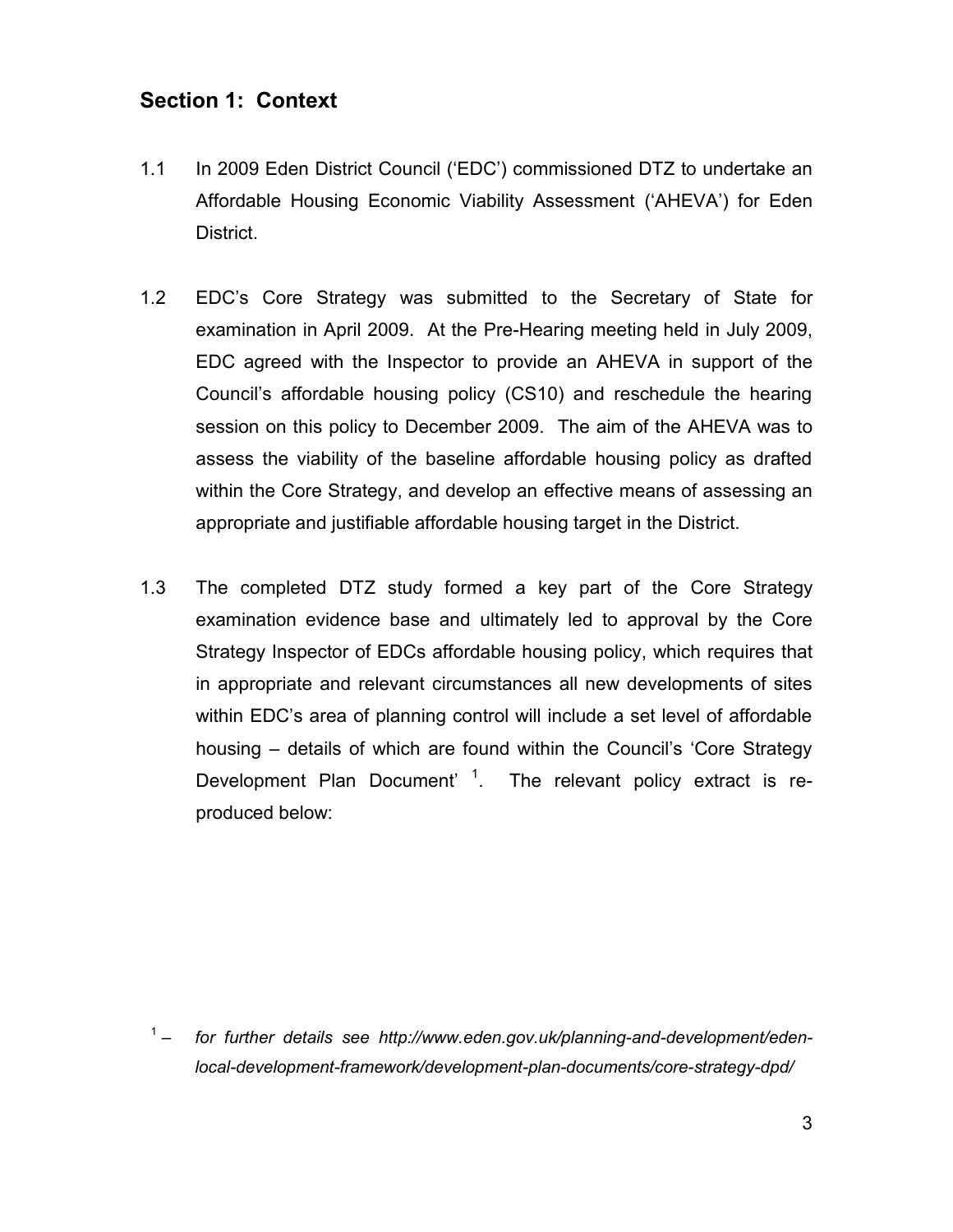## Section 1: Context

1.1 In 2009 Eden District Council ('EDC') commissioned DTZ to undertake an Affordable Housing Economic Viability Assessment ('AHEVA') for Eden District.

1.2 EDC's Core Strategy was submitted to the Secretary of State for examination in April 2009. At the Pre-Hearing meeting held in July 2009, EDC agreed with the Inspector to provide an AHEVA in support of the Council's affordable housing policy (CS10) and reschedule the hearing session on this policy to December 2009. The aim of the AHEVA was to assess the viability of the baseline affordable housing policy as drafted within the Core Strategy, and develop an effective means of assessing an appropriate and justifiable affordable housing target in the District.

1.3 The completed DTZ study formed a key part of the Core Strategy examination evidence base and ultimately led to approval by the Core Strategy Inspector of EDCs affordable housing policy, which requires that in appropriate and relevant circumstances all new developments of sites within EDC's area of planning control will include a set level of affordable housing – details of which are found within the Council's 'Core Strategy Development Plan Document' [1]. The relevant policy extract is re-produced below:

[1] – *for further details see http://www.eden.gov.uk/planning-and-development/eden-local-development-framework/development-plan-documents/core-strategy-dpd/*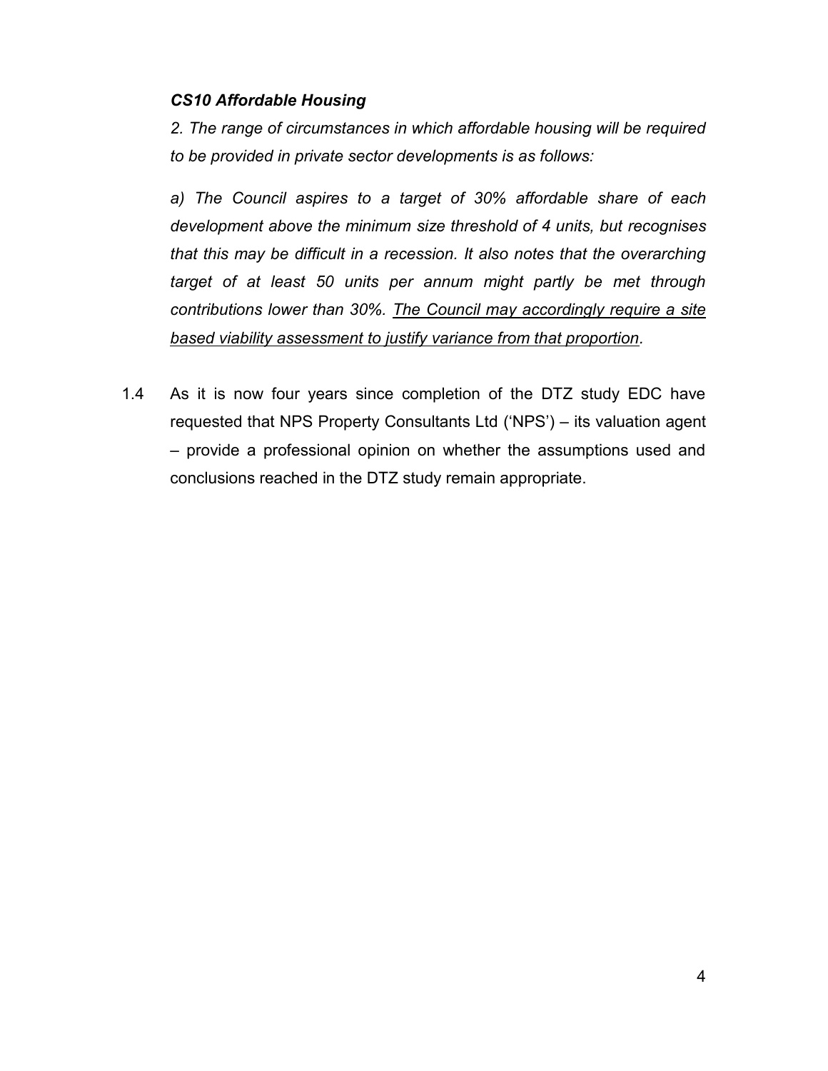***CS10 Affordable Housing***

*2. The range of circumstances in which affordable housing will be required to be provided in private sector developments is as follows:*

*a) The Council aspires to a target of 30% affordable share of each development above the minimum size threshold of 4 units, but recognises that this may be difficult in a recession. It also notes that the overarching target of at least 50 units per annum might partly be met through contributions lower than 30%. <u>The Council may accordingly require a site based viability assessment to justify variance from that proportion</u>.*

1.4 As it is now four years since completion of the DTZ study EDC have requested that NPS Property Consultants Ltd ('NPS') – its valuation agent – provide a professional opinion on whether the assumptions used and conclusions reached in the DTZ study remain appropriate.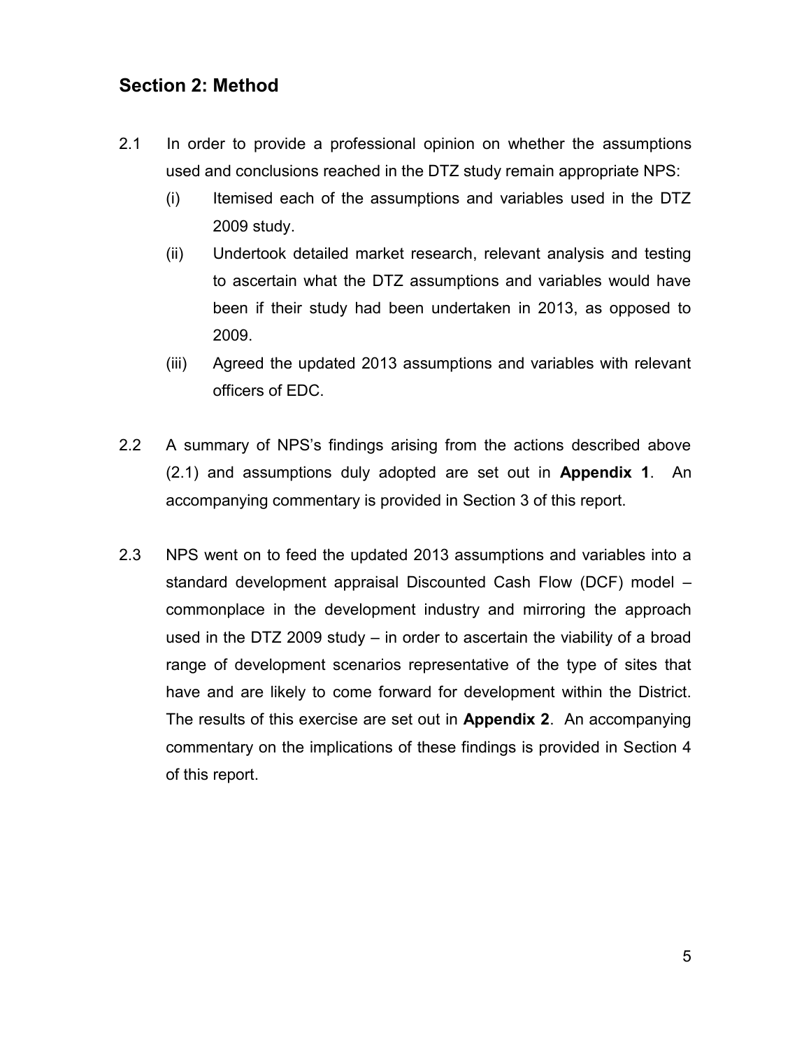## Section 2: Method

2.1 In order to provide a professional opinion on whether the assumptions used and conclusions reached in the DTZ study remain appropriate NPS:

(i) Itemised each of the assumptions and variables used in the DTZ 2009 study.

(ii) Undertook detailed market research, relevant analysis and testing to ascertain what the DTZ assumptions and variables would have been if their study had been undertaken in 2013, as opposed to 2009.

(iii) Agreed the updated 2013 assumptions and variables with relevant officers of EDC.

2.2 A summary of NPS's findings arising from the actions described above (2.1) and assumptions duly adopted are set out in **Appendix 1**. An accompanying commentary is provided in Section 3 of this report.

2.3 NPS went on to feed the updated 2013 assumptions and variables into a standard development appraisal Discounted Cash Flow (DCF) model – commonplace in the development industry and mirroring the approach used in the DTZ 2009 study – in order to ascertain the viability of a broad range of development scenarios representative of the type of sites that have and are likely to come forward for development within the District. The results of this exercise are set out in **Appendix 2**. An accompanying commentary on the implications of these findings is provided in Section 4 of this report.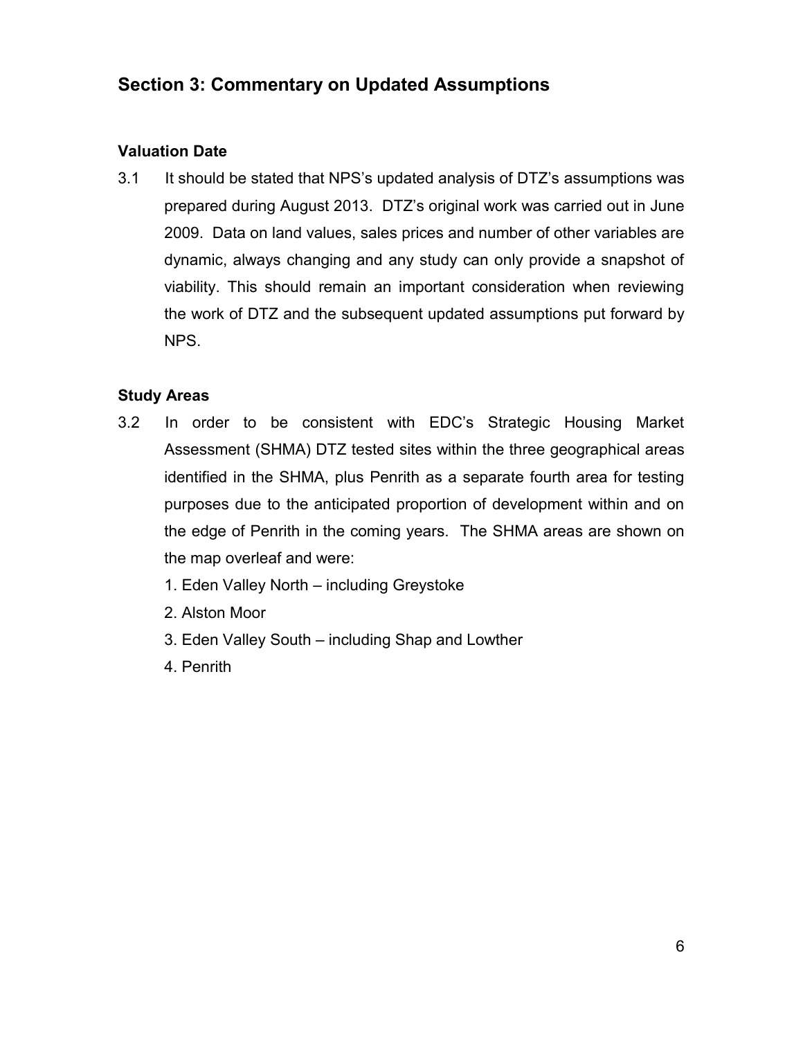## Section 3: Commentary on Updated Assumptions

### Valuation Date

3.1 It should be stated that NPS's updated analysis of DTZ's assumptions was prepared during August 2013. DTZ's original work was carried out in June 2009. Data on land values, sales prices and number of other variables are dynamic, always changing and any study can only provide a snapshot of viability. This should remain an important consideration when reviewing the work of DTZ and the subsequent updated assumptions put forward by NPS.

### Study Areas

3.2 In order to be consistent with EDC's Strategic Housing Market Assessment (SHMA) DTZ tested sites within the three geographical areas identified in the SHMA, plus Penrith as a separate fourth area for testing purposes due to the anticipated proportion of development within and on the edge of Penrith in the coming years. The SHMA areas are shown on the map overleaf and were:

1. Eden Valley North – including Greystoke
2. Alston Moor
3. Eden Valley South – including Shap and Lowther
4. Penrith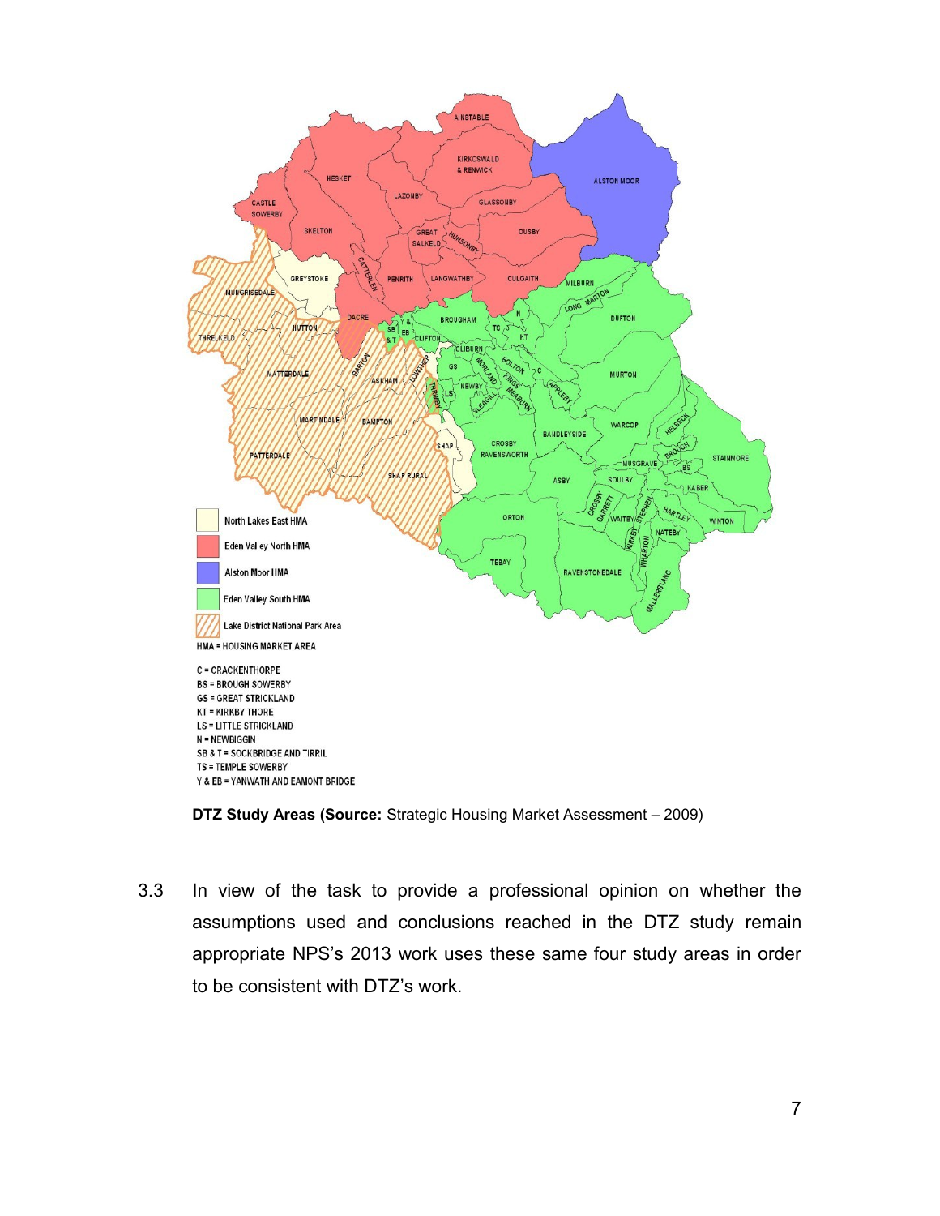North Lakes East HMA

Eden Valley North HMA

Alston Moor HMA

Eden Valley South HMA

Lake District National Park Area

HMA = HOUSING MARKET AREA

C = CRACKENTHORPE
BS = BROUGH SOWERBY
GS = GREAT STRICKLAND
KT = KIRKBY THORE
LS = LITTLE STRICKLAND
N = NEWBIGGIN
SB & T = SOCKBRIDGE AND TIRRIL
TS = TEMPLE SOWERBY
Y & EB = YANWATH AND EAMONT BRIDGE

**DTZ Study Areas (Source:** Strategic Housing Market Assessment – 2009)

3.3 In view of the task to provide a professional opinion on whether the assumptions used and conclusions reached in the DTZ study remain appropriate NPS's 2013 work uses these same four study areas in order to be consistent with DTZ's work.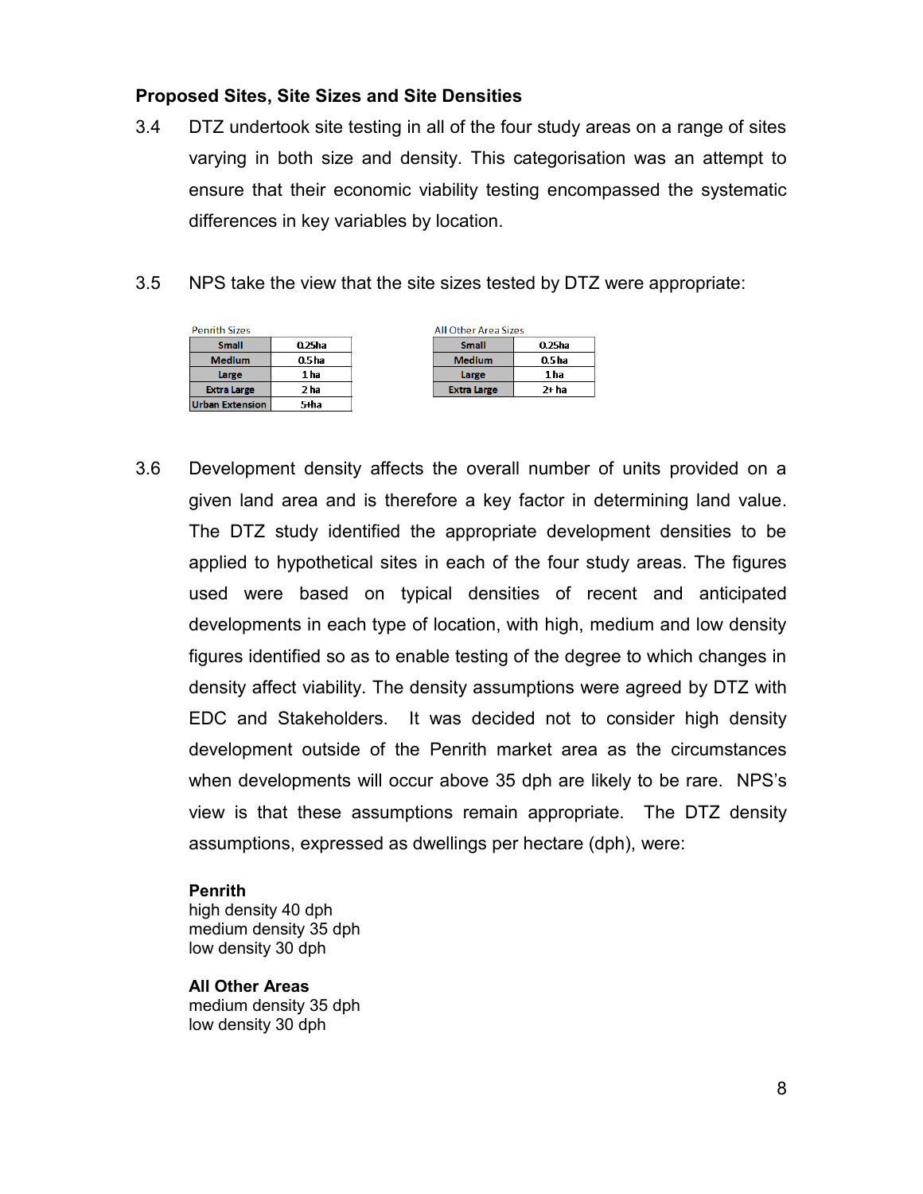### Proposed Sites, Site Sizes and Site Densities

3.4 DTZ undertook site testing in all of the four study areas on a range of sites varying in both size and density. This categorisation was an attempt to ensure that their economic viability testing encompassed the systematic differences in key variables by location.

3.5 NPS take the view that the site sizes tested by DTZ were appropriate:

Penrith Sizes

| | |
|---|---|
| Small | 0.25ha |
| Medium | 0.5 ha |
| Large | 1 ha |
| Extra Large | 2 ha |
| Urban Extension | 5+ha |

All Other Area Sizes

| | |
|---|---|
| Small | 0.25ha |
| Medium | 0.5 ha |
| Large | 1 ha |
| Extra Large | 2+ ha |

3.6 Development density affects the overall number of units provided on a given land area and is therefore a key factor in determining land value. The DTZ study identified the appropriate development densities to be applied to hypothetical sites in each of the four study areas. The figures used were based on typical densities of recent and anticipated developments in each type of location, with high, medium and low density figures identified so as to enable testing of the degree to which changes in density affect viability. The density assumptions were agreed by DTZ with EDC and Stakeholders. It was decided not to consider high density development outside of the Penrith market area as the circumstances when developments will occur above 35 dph are likely to be rare. NPS's view is that these assumptions remain appropriate. The DTZ density assumptions, expressed as dwellings per hectare (dph), were:

**Penrith**
high density 40 dph
medium density 35 dph
low density 30 dph

**All Other Areas**
medium density 35 dph
low density 30 dph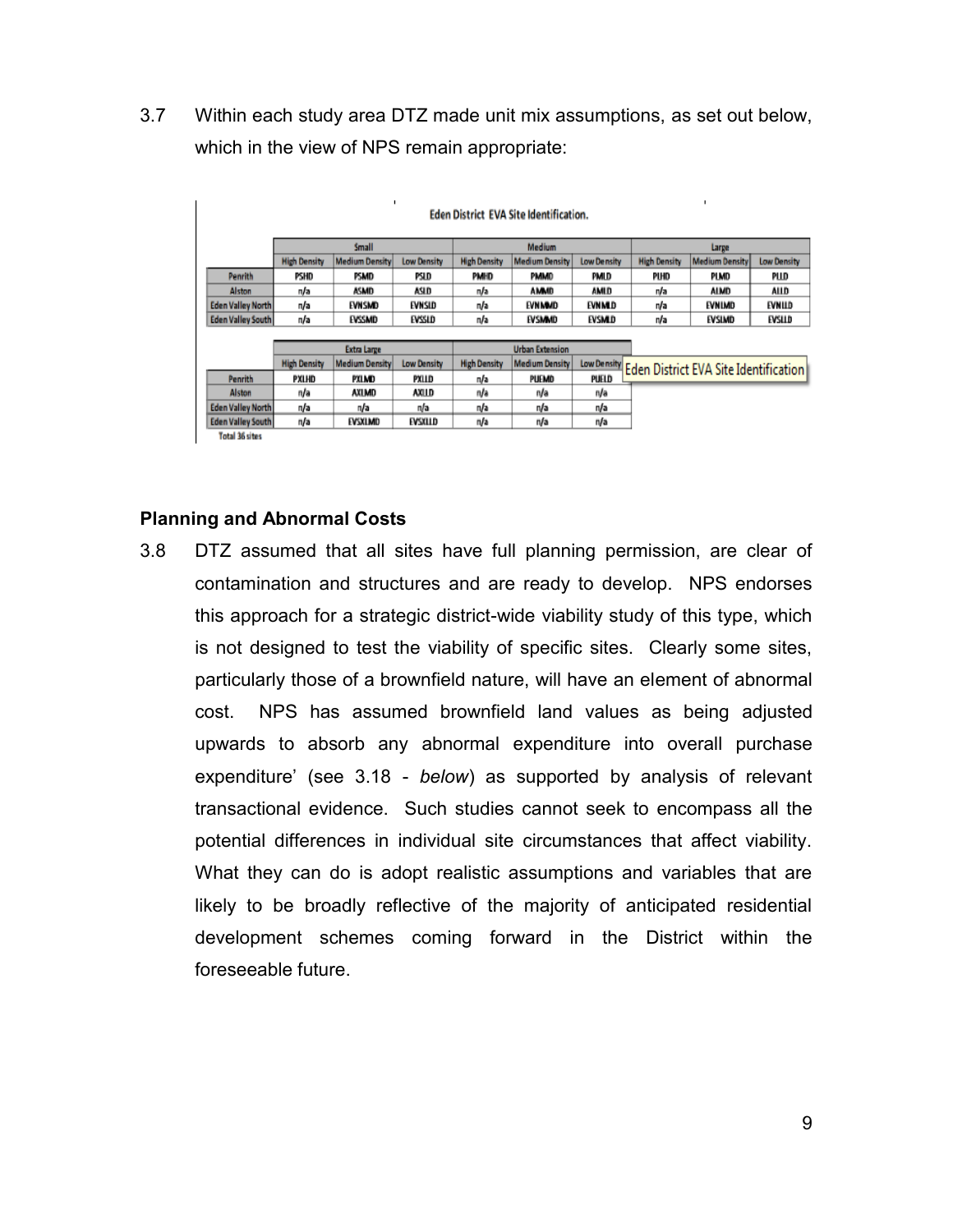3.7 Within each study area DTZ made unit mix assumptions, as set out below, which in the view of NPS remain appropriate:

Eden District EVA Site Identification.

| | Small | | | Medium | | | Large | | |
|---|---|---|---|---|---|---|---|---|---|
| | High Density | Medium Density | Low Density | High Density | Medium Density | Low Density | High Density | Medium Density | Low Density |
| Penrith | PSHD | PSMD | PSLD | PMHD | PMMD | PMLD | PLHD | PLMD | PLLD |
| Alston | n/a | ASMD | ASLD | n/a | AMMD | AMLD | n/a | ALMD | ALLD |
| Eden Valley North | n/a | EVNSMD | EVNSLD | n/a | EVNMMD | EVNMLD | n/a | EVNLMD | EVNLLD |
| Eden Valley South | n/a | EVSSMD | EVSSLD | n/a | EVSMMD | EVSMLD | n/a | EVSLMD | EVSLLD |

| | Extra Large | | | Urban Extension | | |
|---|---|---|---|---|---|---|
| | High Density | Medium Density | Low Density | High Density | Medium Density | Low Density |
| Penrith | PXLHD | PXLMD | PXLLD | n/a | PUEMD | PUELD |
| Alston | n/a | AXLMD | AXLLD | n/a | n/a | n/a |
| Eden Valley North | n/a | n/a | n/a | n/a | n/a | n/a |
| Eden Valley South | n/a | EVSXLMD | EVSXLLD | n/a | n/a | n/a |

Total 36 sites

Eden District EVA Site Identification

## Planning and Abnormal Costs

3.8 DTZ assumed that all sites have full planning permission, are clear of contamination and structures and are ready to develop. NPS endorses this approach for a strategic district-wide viability study of this type, which is not designed to test the viability of specific sites. Clearly some sites, particularly those of a brownfield nature, will have an element of abnormal cost. NPS has assumed brownfield land values as being adjusted upwards to absorb any abnormal expenditure into overall purchase expenditure' (see 3.18 - *below*) as supported by analysis of relevant transactional evidence. Such studies cannot seek to encompass all the potential differences in individual site circumstances that affect viability. What they can do is adopt realistic assumptions and variables that are likely to be broadly reflective of the majority of anticipated residential development schemes coming forward in the District within the foreseeable future.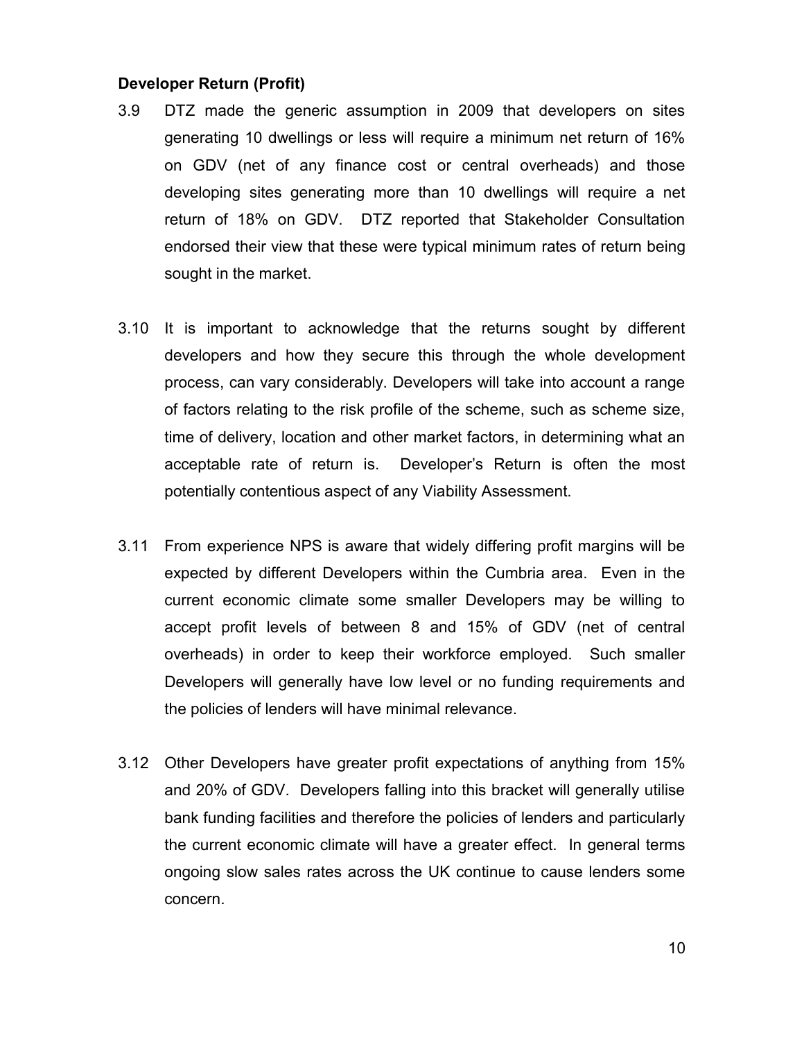**Developer Return (Profit)**

3.9 DTZ made the generic assumption in 2009 that developers on sites generating 10 dwellings or less will require a minimum net return of 16% on GDV (net of any finance cost or central overheads) and those developing sites generating more than 10 dwellings will require a net return of 18% on GDV. DTZ reported that Stakeholder Consultation endorsed their view that these were typical minimum rates of return being sought in the market.

3.10 It is important to acknowledge that the returns sought by different developers and how they secure this through the whole development process, can vary considerably. Developers will take into account a range of factors relating to the risk profile of the scheme, such as scheme size, time of delivery, location and other market factors, in determining what an acceptable rate of return is. Developer's Return is often the most potentially contentious aspect of any Viability Assessment.

3.11 From experience NPS is aware that widely differing profit margins will be expected by different Developers within the Cumbria area. Even in the current economic climate some smaller Developers may be willing to accept profit levels of between 8 and 15% of GDV (net of central overheads) in order to keep their workforce employed. Such smaller Developers will generally have low level or no funding requirements and the policies of lenders will have minimal relevance.

3.12 Other Developers have greater profit expectations of anything from 15% and 20% of GDV. Developers falling into this bracket will generally utilise bank funding facilities and therefore the policies of lenders and particularly the current economic climate will have a greater effect. In general terms ongoing slow sales rates across the UK continue to cause lenders some concern.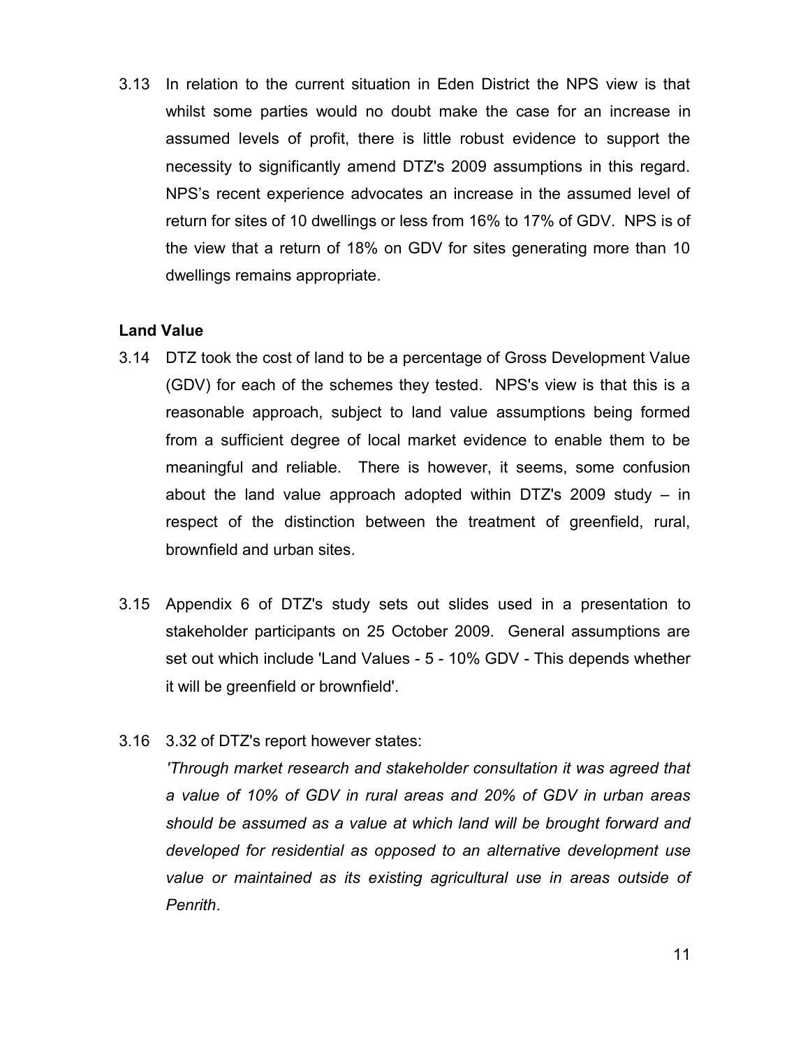3.13 In relation to the current situation in Eden District the NPS view is that whilst some parties would no doubt make the case for an increase in assumed levels of profit, there is little robust evidence to support the necessity to significantly amend DTZ's 2009 assumptions in this regard. NPS's recent experience advocates an increase in the assumed level of return for sites of 10 dwellings or less from 16% to 17% of GDV. NPS is of the view that a return of 18% on GDV for sites generating more than 10 dwellings remains appropriate.

**Land Value**

3.14 DTZ took the cost of land to be a percentage of Gross Development Value (GDV) for each of the schemes they tested. NPS's view is that this is a reasonable approach, subject to land value assumptions being formed from a sufficient degree of local market evidence to enable them to be meaningful and reliable. There is however, it seems, some confusion about the land value approach adopted within DTZ's 2009 study – in respect of the distinction between the treatment of greenfield, rural, brownfield and urban sites.

3.15 Appendix 6 of DTZ's study sets out slides used in a presentation to stakeholder participants on 25 October 2009. General assumptions are set out which include 'Land Values - 5 - 10% GDV - This depends whether it will be greenfield or brownfield'.

3.16 3.32 of DTZ's report however states:

*'Through market research and stakeholder consultation it was agreed that a value of 10% of GDV in rural areas and 20% of GDV in urban areas should be assumed as a value at which land will be brought forward and developed for residential as opposed to an alternative development use value or maintained as its existing agricultural use in areas outside of Penrith*.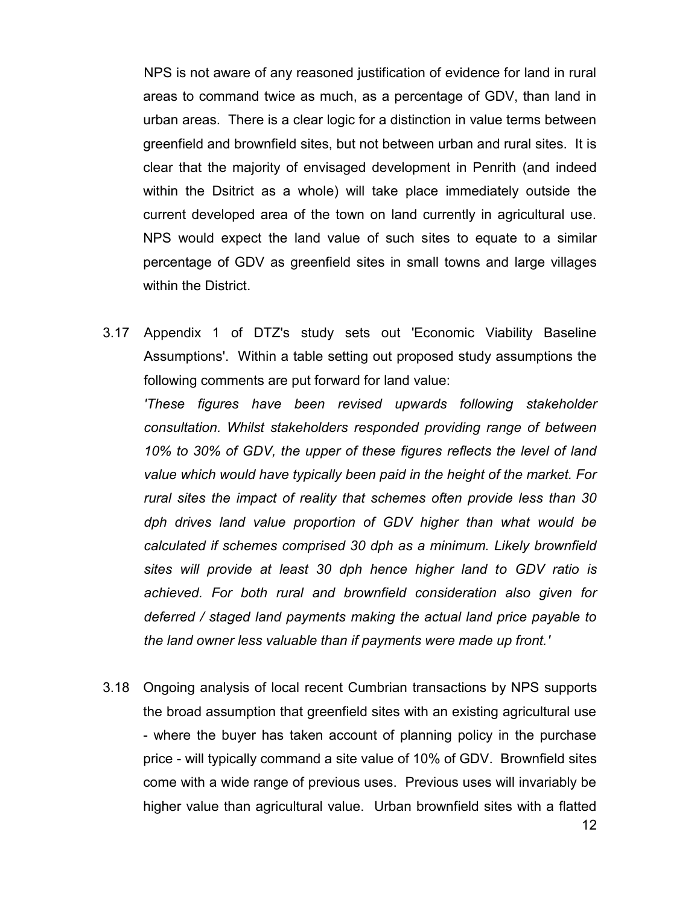NPS is not aware of any reasoned justification of evidence for land in rural areas to command twice as much, as a percentage of GDV, than land in urban areas. There is a clear logic for a distinction in value terms between greenfield and brownfield sites, but not between urban and rural sites. It is clear that the majority of envisaged development in Penrith (and indeed within the Dsitrict as a whole) will take place immediately outside the current developed area of the town on land currently in agricultural use. NPS would expect the land value of such sites to equate to a similar percentage of GDV as greenfield sites in small towns and large villages within the District.

3.17 Appendix 1 of DTZ's study sets out 'Economic Viability Baseline Assumptions'. Within a table setting out proposed study assumptions the following comments are put forward for land value:

*'These figures have been revised upwards following stakeholder consultation. Whilst stakeholders responded providing range of between 10% to 30% of GDV, the upper of these figures reflects the level of land value which would have typically been paid in the height of the market. For rural sites the impact of reality that schemes often provide less than 30 dph drives land value proportion of GDV higher than what would be calculated if schemes comprised 30 dph as a minimum. Likely brownfield sites will provide at least 30 dph hence higher land to GDV ratio is achieved. For both rural and brownfield consideration also given for deferred / staged land payments making the actual land price payable to the land owner less valuable than if payments were made up front.'*

3.18 Ongoing analysis of local recent Cumbrian transactions by NPS supports the broad assumption that greenfield sites with an existing agricultural use - where the buyer has taken account of planning policy in the purchase price - will typically command a site value of 10% of GDV. Brownfield sites come with a wide range of previous uses. Previous uses will invariably be higher value than agricultural value. Urban brownfield sites with a flatted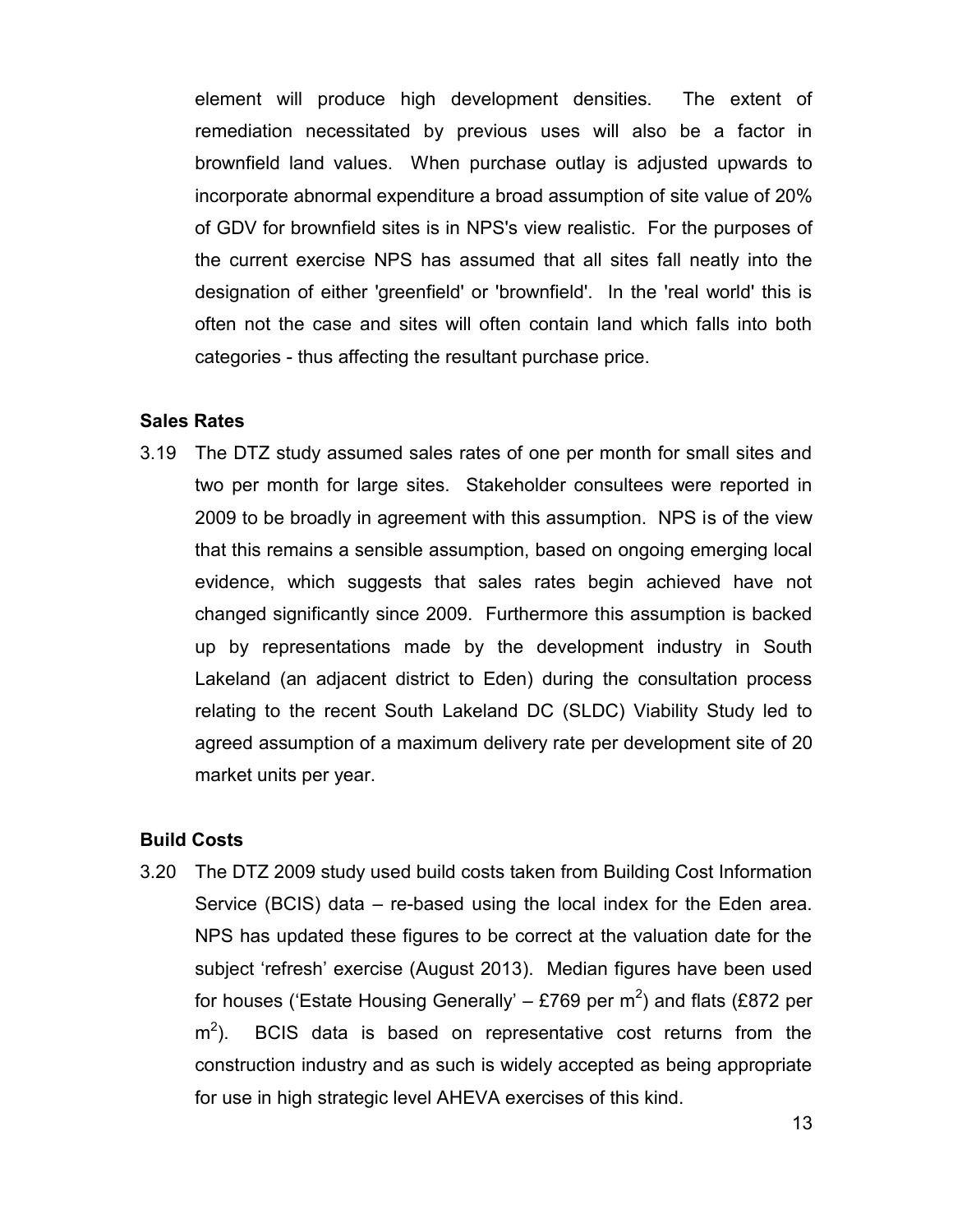element will produce high development densities. The extent of remediation necessitated by previous uses will also be a factor in brownfield land values. When purchase outlay is adjusted upwards to incorporate abnormal expenditure a broad assumption of site value of 20% of GDV for brownfield sites is in NPS's view realistic. For the purposes of the current exercise NPS has assumed that all sites fall neatly into the designation of either 'greenfield' or 'brownfield'. In the 'real world' this is often not the case and sites will often contain land which falls into both categories - thus affecting the resultant purchase price.

**Sales Rates**

3.19 The DTZ study assumed sales rates of one per month for small sites and two per month for large sites. Stakeholder consultees were reported in 2009 to be broadly in agreement with this assumption. NPS is of the view that this remains a sensible assumption, based on ongoing emerging local evidence, which suggests that sales rates begin achieved have not changed significantly since 2009. Furthermore this assumption is backed up by representations made by the development industry in South Lakeland (an adjacent district to Eden) during the consultation process relating to the recent South Lakeland DC (SLDC) Viability Study led to agreed assumption of a maximum delivery rate per development site of 20 market units per year.

**Build Costs**

3.20 The DTZ 2009 study used build costs taken from Building Cost Information Service (BCIS) data – re-based using the local index for the Eden area. NPS has updated these figures to be correct at the valuation date for the subject 'refresh' exercise (August 2013). Median figures have been used for houses ('Estate Housing Generally' – £769 per $m^2$) and flats (£872 per $m^2$). BCIS data is based on representative cost returns from the construction industry and as such is widely accepted as being appropriate for use in high strategic level AHEVA exercises of this kind.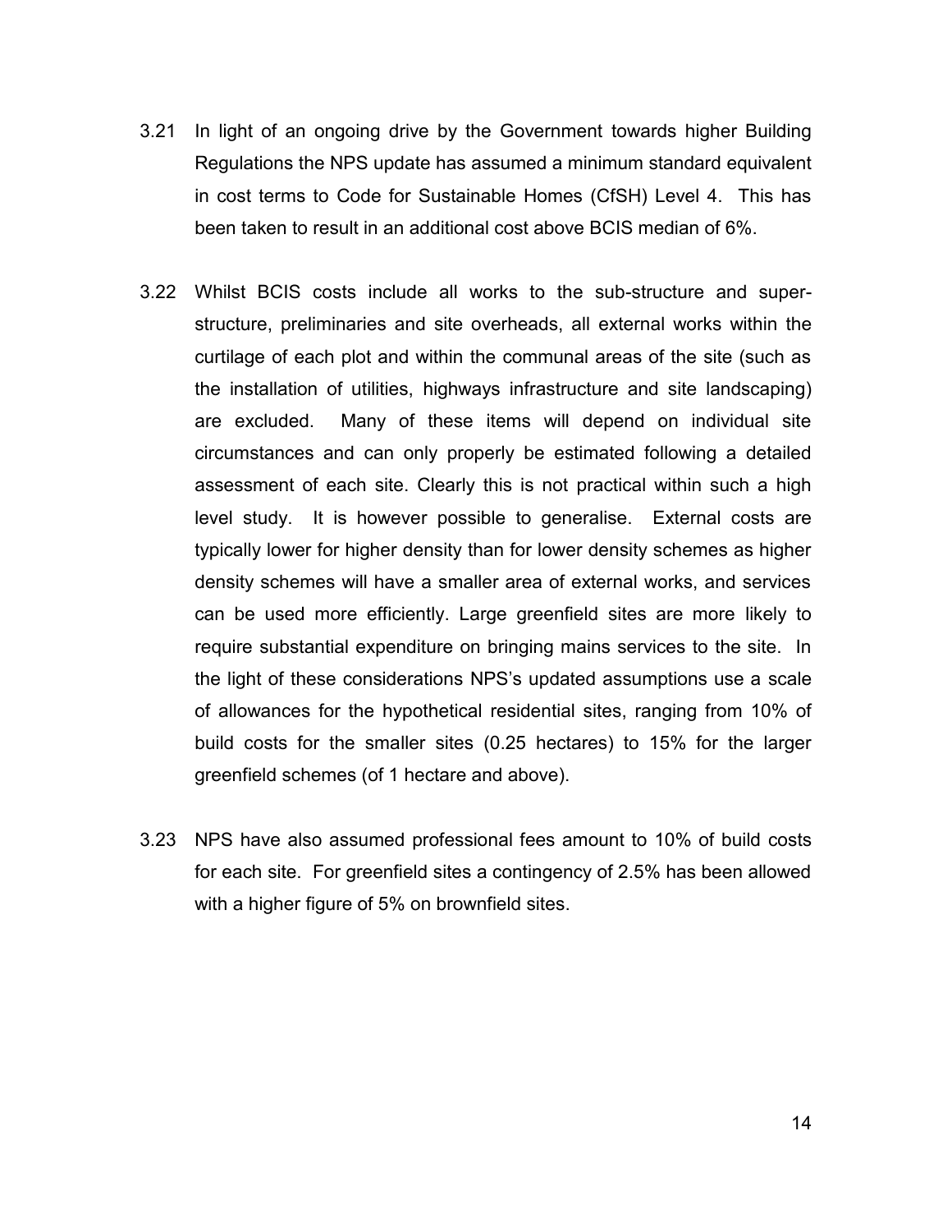3.21 In light of an ongoing drive by the Government towards higher Building Regulations the NPS update has assumed a minimum standard equivalent in cost terms to Code for Sustainable Homes (CfSH) Level 4. This has been taken to result in an additional cost above BCIS median of 6%.

3.22 Whilst BCIS costs include all works to the sub-structure and super-structure, preliminaries and site overheads, all external works within the curtilage of each plot and within the communal areas of the site (such as the installation of utilities, highways infrastructure and site landscaping) are excluded. Many of these items will depend on individual site circumstances and can only properly be estimated following a detailed assessment of each site. Clearly this is not practical within such a high level study. It is however possible to generalise. External costs are typically lower for higher density than for lower density schemes as higher density schemes will have a smaller area of external works, and services can be used more efficiently. Large greenfield sites are more likely to require substantial expenditure on bringing mains services to the site. In the light of these considerations NPS's updated assumptions use a scale of allowances for the hypothetical residential sites, ranging from 10% of build costs for the smaller sites (0.25 hectares) to 15% for the larger greenfield schemes (of 1 hectare and above).

3.23 NPS have also assumed professional fees amount to 10% of build costs for each site. For greenfield sites a contingency of 2.5% has been allowed with a higher figure of 5% on brownfield sites.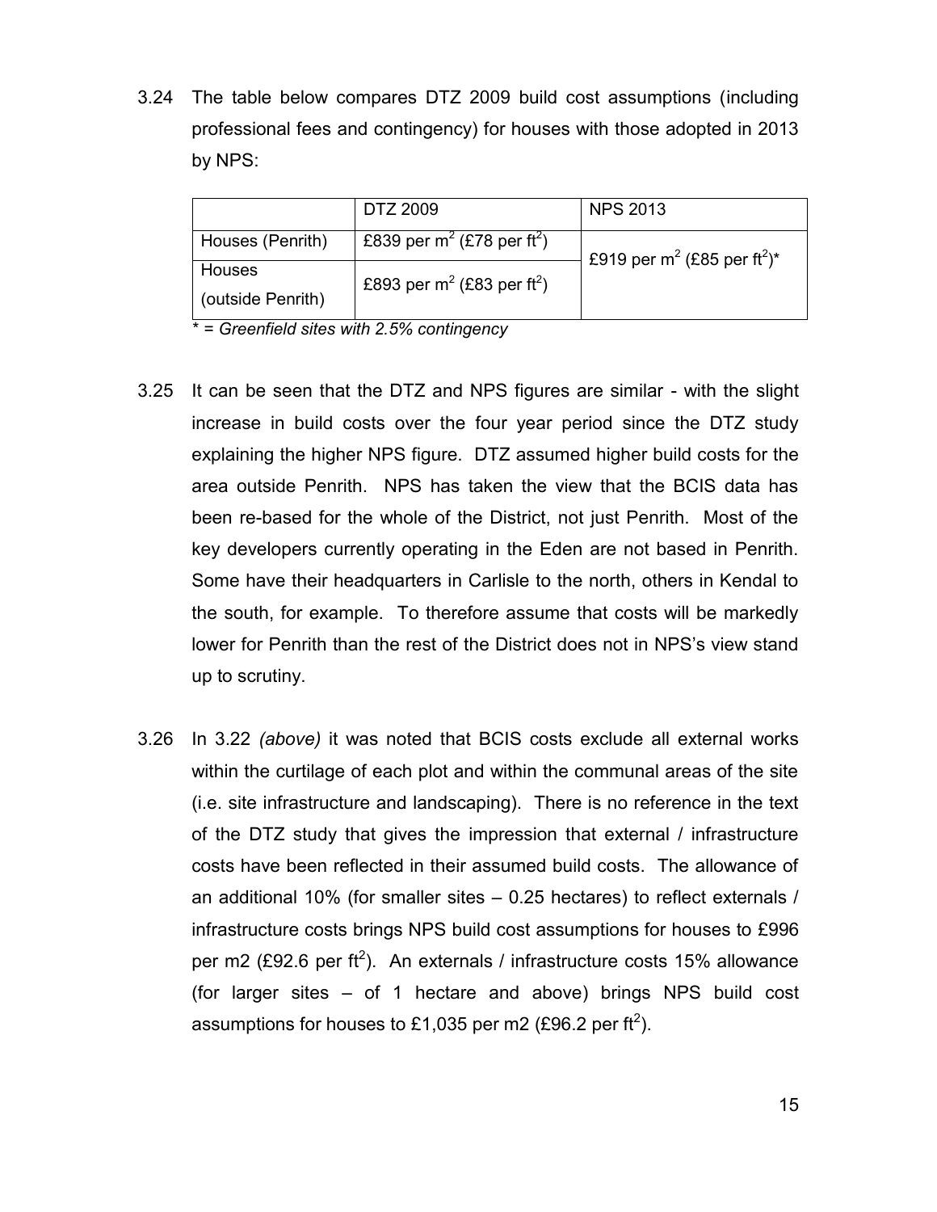3.24 The table below compares DTZ 2009 build cost assumptions (including professional fees and contingency) for houses with those adopted in 2013 by NPS:

| | DTZ 2009 | NPS 2013 |
|---|---|---|
| Houses (Penrith) | £839 per $m^2$ (£78 per $ft^2$) | £919 per $m^2$ (£85 per $ft^2$)* |
| Houses (outside Penrith) | £893 per $m^2$ (£83 per $ft^2$) | |

*\* = Greenfield sites with 2.5% contingency*

3.25 It can be seen that the DTZ and NPS figures are similar - with the slight increase in build costs over the four year period since the DTZ study explaining the higher NPS figure. DTZ assumed higher build costs for the area outside Penrith. NPS has taken the view that the BCIS data has been re-based for the whole of the District, not just Penrith. Most of the key developers currently operating in the Eden are not based in Penrith. Some have their headquarters in Carlisle to the north, others in Kendal to the south, for example. To therefore assume that costs will be markedly lower for Penrith than the rest of the District does not in NPS's view stand up to scrutiny.

3.26 In 3.22 *(above)* it was noted that BCIS costs exclude all external works within the curtilage of each plot and within the communal areas of the site (i.e. site infrastructure and landscaping). There is no reference in the text of the DTZ study that gives the impression that external / infrastructure costs have been reflected in their assumed build costs. The allowance of an additional 10% (for smaller sites – 0.25 hectares) to reflect externals / infrastructure costs brings NPS build cost assumptions for houses to £996 per m2 (£92.6 per $ft^2$). An externals / infrastructure costs 15% allowance (for larger sites – of 1 hectare and above) brings NPS build cost assumptions for houses to £1,035 per m2 (£96.2 per $ft^2$).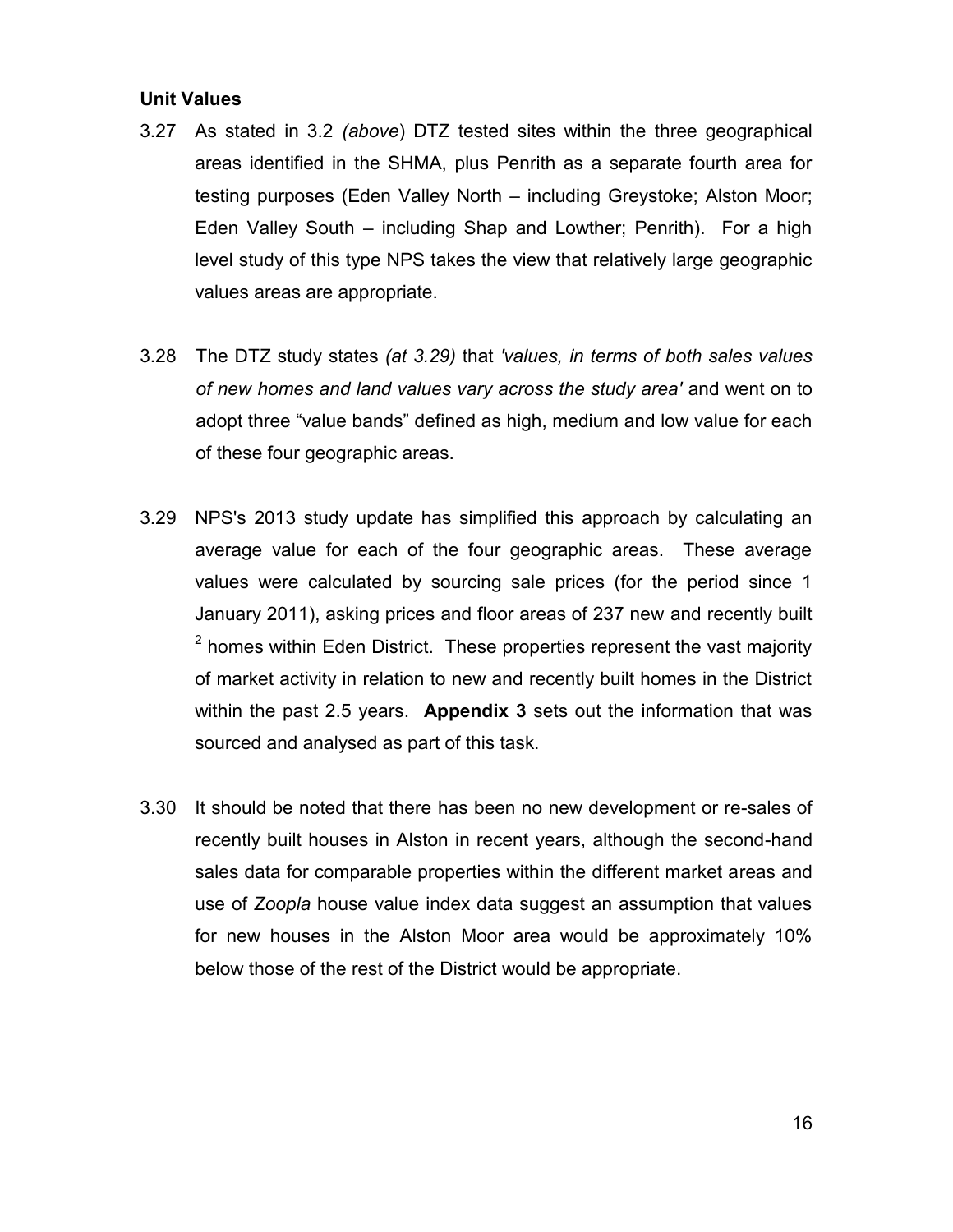**Unit Values**

3.27 As stated in 3.2 *(above*) DTZ tested sites within the three geographical areas identified in the SHMA, plus Penrith as a separate fourth area for testing purposes (Eden Valley North – including Greystoke; Alston Moor; Eden Valley South – including Shap and Lowther; Penrith). For a high level study of this type NPS takes the view that relatively large geographic values areas are appropriate.

3.28 The DTZ study states *(at 3.29)* that *'values, in terms of both sales values of new homes and land values vary across the study area'* and went on to adopt three "value bands" defined as high, medium and low value for each of these four geographic areas.

3.29 NPS's 2013 study update has simplified this approach by calculating an average value for each of the four geographic areas. These average values were calculated by sourcing sale prices (for the period since 1 January 2011), asking prices and floor areas of 237 new and recently built [2] homes within Eden District. These properties represent the vast majority of market activity in relation to new and recently built homes in the District within the past 2.5 years. **Appendix 3** sets out the information that was sourced and analysed as part of this task.

3.30 It should be noted that there has been no new development or re-sales of recently built houses in Alston in recent years, although the second-hand sales data for comparable properties within the different market areas and use of *Zoopla* house value index data suggest an assumption that values for new houses in the Alston Moor area would be approximately 10% below those of the rest of the District would be appropriate.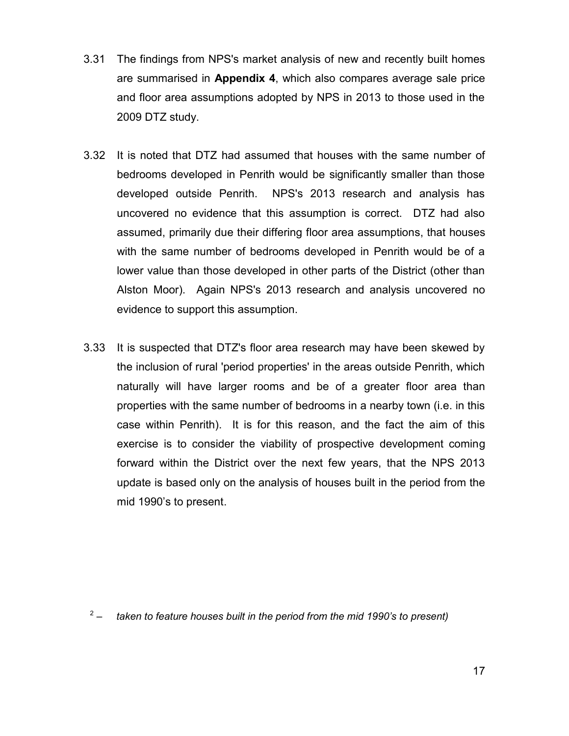3.31 The findings from NPS's market analysis of new and recently built homes are summarised in **Appendix 4**, which also compares average sale price and floor area assumptions adopted by NPS in 2013 to those used in the 2009 DTZ study.

3.32 It is noted that DTZ had assumed that houses with the same number of bedrooms developed in Penrith would be significantly smaller than those developed outside Penrith. NPS's 2013 research and analysis has uncovered no evidence that this assumption is correct. DTZ had also assumed, primarily due their differing floor area assumptions, that houses with the same number of bedrooms developed in Penrith would be of a lower value than those developed in other parts of the District (other than Alston Moor). Again NPS's 2013 research and analysis uncovered no evidence to support this assumption.

3.33 It is suspected that DTZ's floor area research may have been skewed by the inclusion of rural 'period properties' in the areas outside Penrith, which naturally will have larger rooms and be of a greater floor area than properties with the same number of bedrooms in a nearby town (i.e. in this case within Penrith). It is for this reason, and the fact the aim of this exercise is to consider the viability of prospective development coming forward within the District over the next few years, that the NPS 2013 update is based only on the analysis of houses built in the period from the mid 1990's to present.

[2] – *taken to feature houses built in the period from the mid 1990's to present)*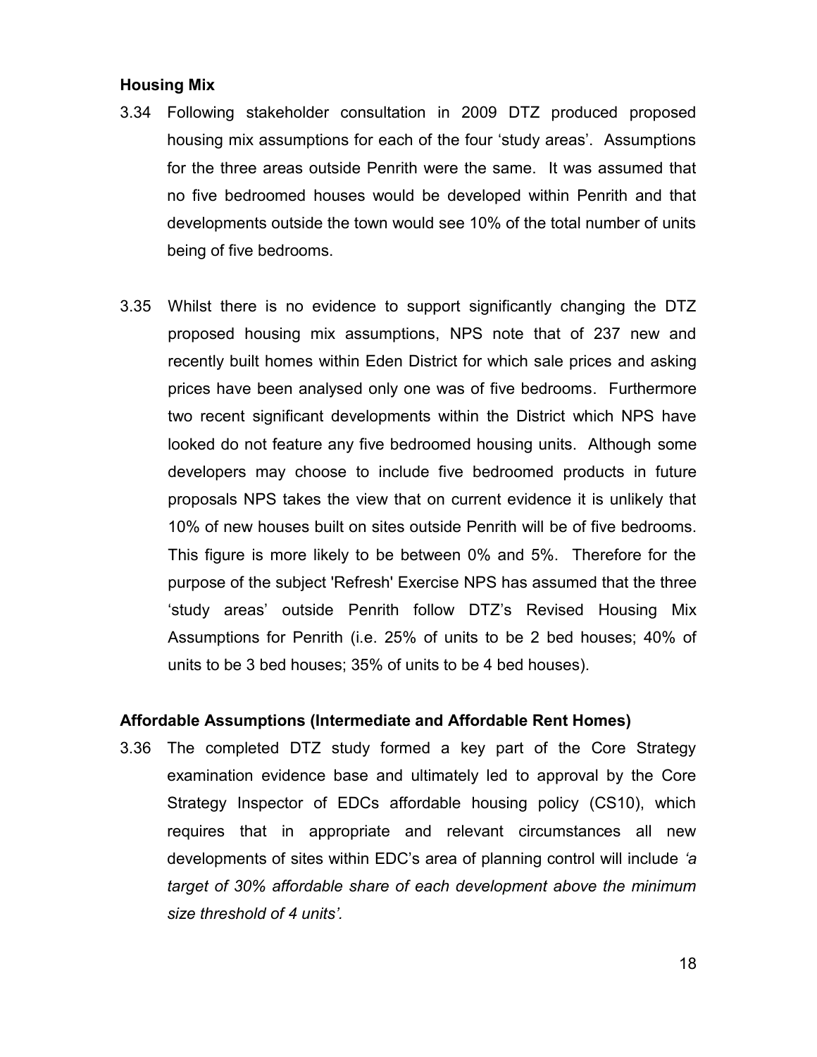**Housing Mix**

3.34 Following stakeholder consultation in 2009 DTZ produced proposed housing mix assumptions for each of the four 'study areas'. Assumptions for the three areas outside Penrith were the same. It was assumed that no five bedroomed houses would be developed within Penrith and that developments outside the town would see 10% of the total number of units being of five bedrooms.

3.35 Whilst there is no evidence to support significantly changing the DTZ proposed housing mix assumptions, NPS note that of 237 new and recently built homes within Eden District for which sale prices and asking prices have been analysed only one was of five bedrooms. Furthermore two recent significant developments within the District which NPS have looked do not feature any five bedroomed housing units. Although some developers may choose to include five bedroomed products in future proposals NPS takes the view that on current evidence it is unlikely that 10% of new houses built on sites outside Penrith will be of five bedrooms. This figure is more likely to be between 0% and 5%. Therefore for the purpose of the subject 'Refresh' Exercise NPS has assumed that the three 'study areas' outside Penrith follow DTZ's Revised Housing Mix Assumptions for Penrith (i.e. 25% of units to be 2 bed houses; 40% of units to be 3 bed houses; 35% of units to be 4 bed houses).

**Affordable Assumptions (Intermediate and Affordable Rent Homes)**

3.36 The completed DTZ study formed a key part of the Core Strategy examination evidence base and ultimately led to approval by the Core Strategy Inspector of EDCs affordable housing policy (CS10), which requires that in appropriate and relevant circumstances all new developments of sites within EDC's area of planning control will include *'a target of 30% affordable share of each development above the minimum size threshold of 4 units'.*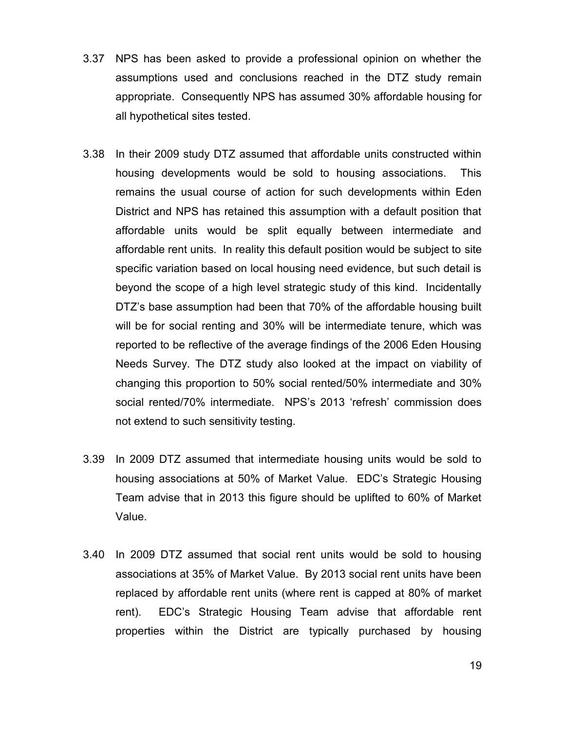3.37 NPS has been asked to provide a professional opinion on whether the assumptions used and conclusions reached in the DTZ study remain appropriate. Consequently NPS has assumed 30% affordable housing for all hypothetical sites tested.

3.38 In their 2009 study DTZ assumed that affordable units constructed within housing developments would be sold to housing associations. This remains the usual course of action for such developments within Eden District and NPS has retained this assumption with a default position that affordable units would be split equally between intermediate and affordable rent units. In reality this default position would be subject to site specific variation based on local housing need evidence, but such detail is beyond the scope of a high level strategic study of this kind. Incidentally DTZ's base assumption had been that 70% of the affordable housing built will be for social renting and 30% will be intermediate tenure, which was reported to be reflective of the average findings of the 2006 Eden Housing Needs Survey. The DTZ study also looked at the impact on viability of changing this proportion to 50% social rented/50% intermediate and 30% social rented/70% intermediate. NPS's 2013 'refresh' commission does not extend to such sensitivity testing.

3.39 In 2009 DTZ assumed that intermediate housing units would be sold to housing associations at 50% of Market Value. EDC's Strategic Housing Team advise that in 2013 this figure should be uplifted to 60% of Market Value.

3.40 In 2009 DTZ assumed that social rent units would be sold to housing associations at 35% of Market Value. By 2013 social rent units have been replaced by affordable rent units (where rent is capped at 80% of market rent). EDC's Strategic Housing Team advise that affordable rent properties within the District are typically purchased by housing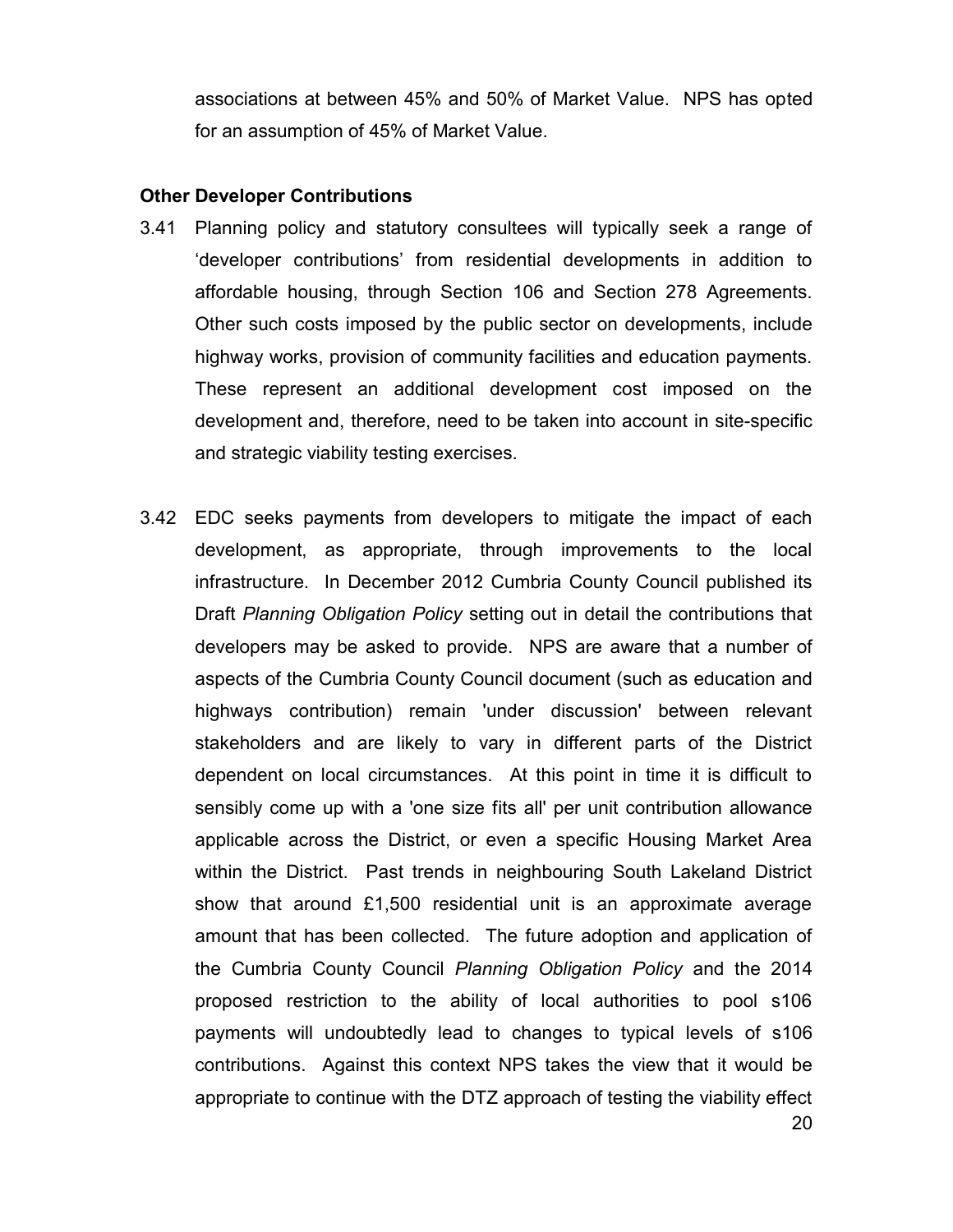associations at between 45% and 50% of Market Value. NPS has opted for an assumption of 45% of Market Value.

**Other Developer Contributions**

3.41 Planning policy and statutory consultees will typically seek a range of 'developer contributions' from residential developments in addition to affordable housing, through Section 106 and Section 278 Agreements. Other such costs imposed by the public sector on developments, include highway works, provision of community facilities and education payments. These represent an additional development cost imposed on the development and, therefore, need to be taken into account in site-specific and strategic viability testing exercises.

3.42 EDC seeks payments from developers to mitigate the impact of each development, as appropriate, through improvements to the local infrastructure. In December 2012 Cumbria County Council published its Draft *Planning Obligation Policy* setting out in detail the contributions that developers may be asked to provide. NPS are aware that a number of aspects of the Cumbria County Council document (such as education and highways contribution) remain 'under discussion' between relevant stakeholders and are likely to vary in different parts of the District dependent on local circumstances. At this point in time it is difficult to sensibly come up with a 'one size fits all' per unit contribution allowance applicable across the District, or even a specific Housing Market Area within the District. Past trends in neighbouring South Lakeland District show that around £1,500 residential unit is an approximate average amount that has been collected. The future adoption and application of the Cumbria County Council *Planning Obligation Policy* and the 2014 proposed restriction to the ability of local authorities to pool s106 payments will undoubtedly lead to changes to typical levels of s106 contributions. Against this context NPS takes the view that it would be appropriate to continue with the DTZ approach of testing the viability effect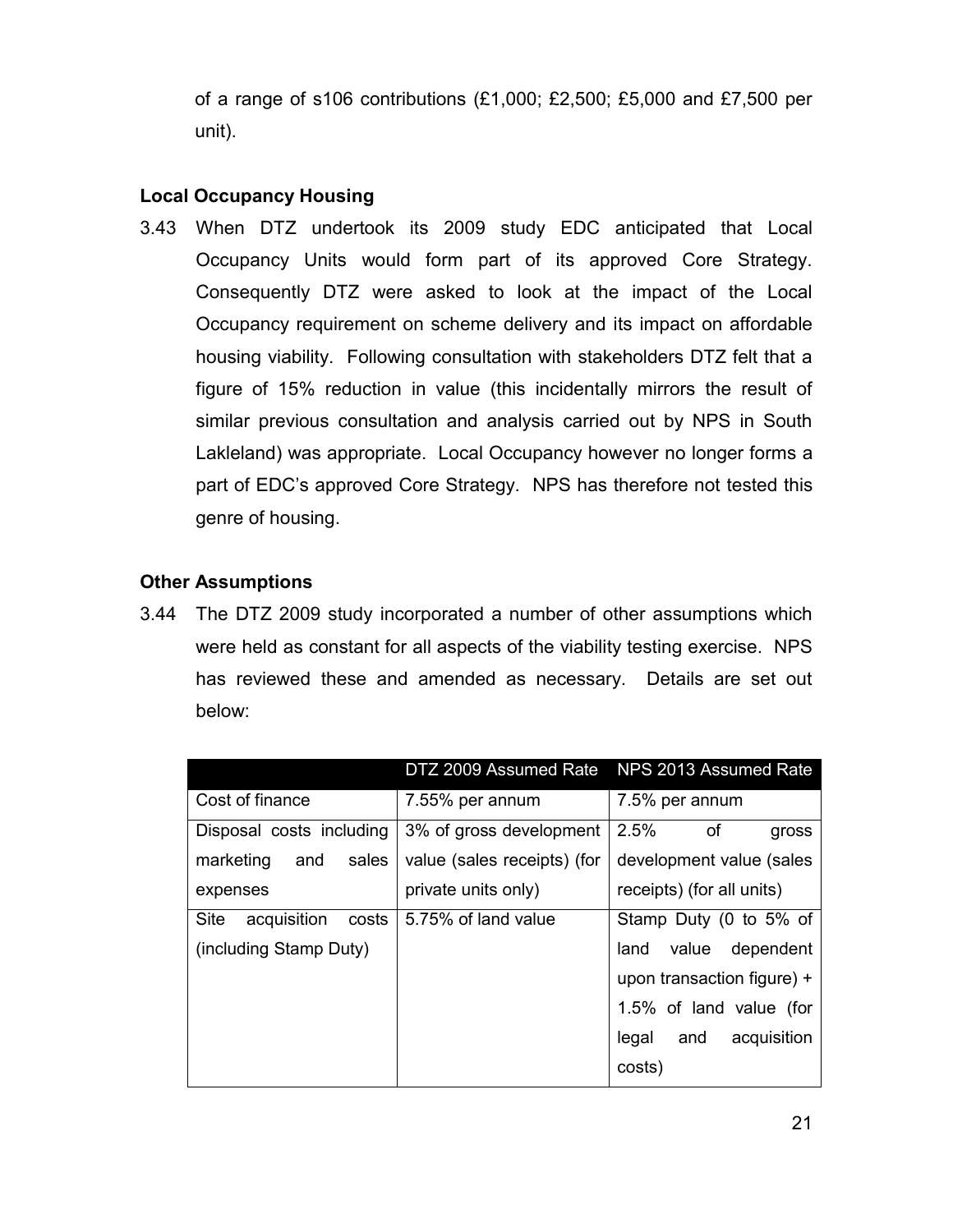of a range of s106 contributions (£1,000; £2,500; £5,000 and £7,500 per unit).

### Local Occupancy Housing

3.43 When DTZ undertook its 2009 study EDC anticipated that Local Occupancy Units would form part of its approved Core Strategy. Consequently DTZ were asked to look at the impact of the Local Occupancy requirement on scheme delivery and its impact on affordable housing viability. Following consultation with stakeholders DTZ felt that a figure of 15% reduction in value (this incidentally mirrors the result of similar previous consultation and analysis carried out by NPS in South Lakleland) was appropriate. Local Occupancy however no longer forms a part of EDC's approved Core Strategy. NPS has therefore not tested this genre of housing.

### Other Assumptions

3.44 The DTZ 2009 study incorporated a number of other assumptions which were held as constant for all aspects of the viability testing exercise. NPS has reviewed these and amended as necessary. Details are set out below:

| | DTZ 2009 Assumed Rate | NPS 2013 Assumed Rate |
|---|---|---|
| Cost of finance | 7.55% per annum | 7.5% per annum |
| Disposal costs including marketing and sales expenses | 3% of gross development value (sales receipts) (for private units only) | 2.5% of gross development value (sales receipts) (for all units) |
| Site acquisition costs (including Stamp Duty) | 5.75% of land value | Stamp Duty (0 to 5% of land value dependent upon transaction figure) + 1.5% of land value (for legal and acquisition costs) |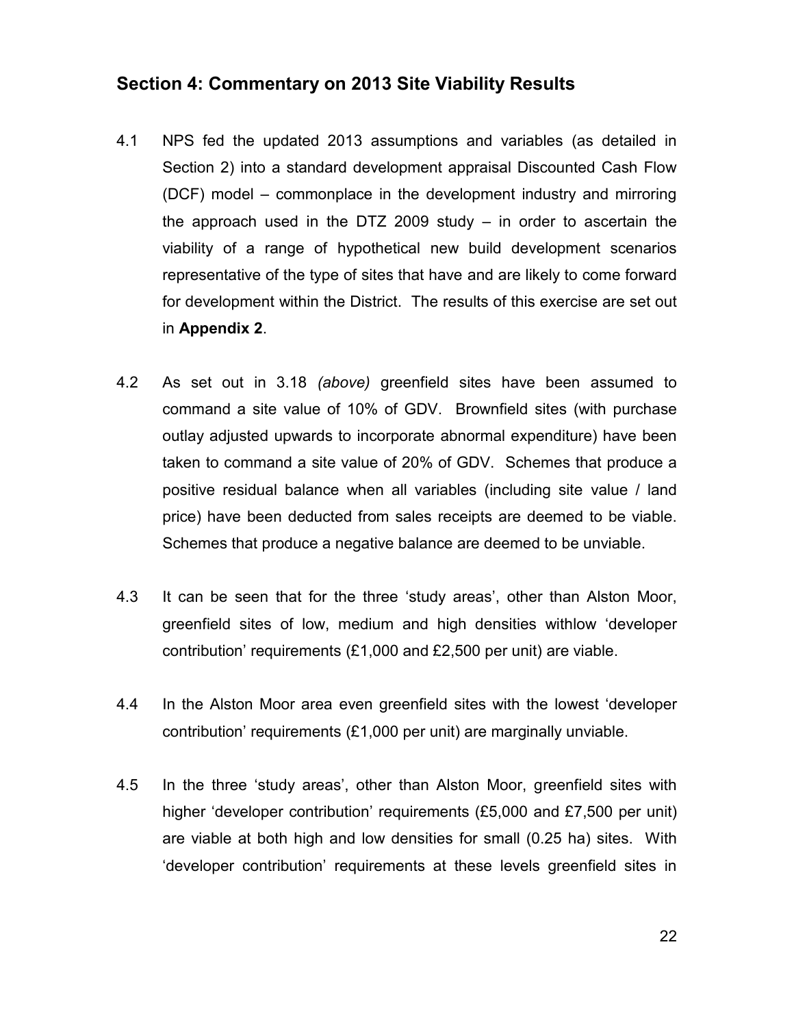## Section 4: Commentary on 2013 Site Viability Results

4.1 NPS fed the updated 2013 assumptions and variables (as detailed in Section 2) into a standard development appraisal Discounted Cash Flow (DCF) model – commonplace in the development industry and mirroring the approach used in the DTZ 2009 study – in order to ascertain the viability of a range of hypothetical new build development scenarios representative of the type of sites that have and are likely to come forward for development within the District. The results of this exercise are set out in **Appendix 2**.

4.2 As set out in 3.18 *(above)* greenfield sites have been assumed to command a site value of 10% of GDV. Brownfield sites (with purchase outlay adjusted upwards to incorporate abnormal expenditure) have been taken to command a site value of 20% of GDV. Schemes that produce a positive residual balance when all variables (including site value / land price) have been deducted from sales receipts are deemed to be viable. Schemes that produce a negative balance are deemed to be unviable.

4.3 It can be seen that for the three 'study areas', other than Alston Moor, greenfield sites of low, medium and high densities withlow 'developer contribution' requirements (£1,000 and £2,500 per unit) are viable.

4.4 In the Alston Moor area even greenfield sites with the lowest 'developer contribution' requirements (£1,000 per unit) are marginally unviable.

4.5 In the three 'study areas', other than Alston Moor, greenfield sites with higher 'developer contribution' requirements (£5,000 and £7,500 per unit) are viable at both high and low densities for small (0.25 ha) sites. With 'developer contribution' requirements at these levels greenfield sites in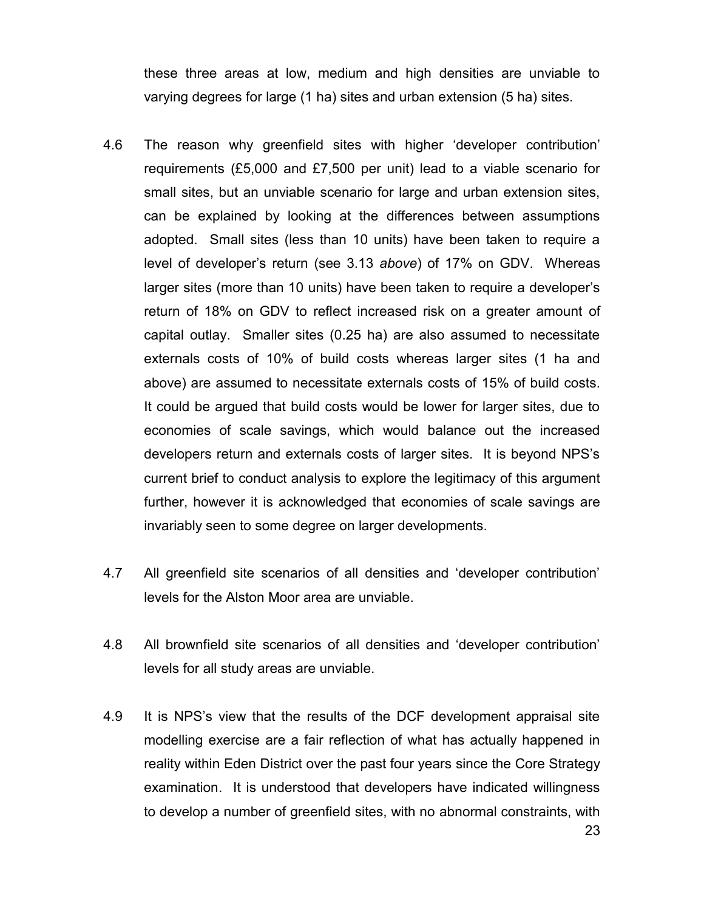these three areas at low, medium and high densities are unviable to varying degrees for large (1 ha) sites and urban extension (5 ha) sites.

4.6 The reason why greenfield sites with higher 'developer contribution' requirements (£5,000 and £7,500 per unit) lead to a viable scenario for small sites, but an unviable scenario for large and urban extension sites, can be explained by looking at the differences between assumptions adopted. Small sites (less than 10 units) have been taken to require a level of developer's return (see 3.13 *above*) of 17% on GDV. Whereas larger sites (more than 10 units) have been taken to require a developer's return of 18% on GDV to reflect increased risk on a greater amount of capital outlay. Smaller sites (0.25 ha) are also assumed to necessitate externals costs of 10% of build costs whereas larger sites (1 ha and above) are assumed to necessitate externals costs of 15% of build costs. It could be argued that build costs would be lower for larger sites, due to economies of scale savings, which would balance out the increased developers return and externals costs of larger sites. It is beyond NPS's current brief to conduct analysis to explore the legitimacy of this argument further, however it is acknowledged that economies of scale savings are invariably seen to some degree on larger developments.

4.7 All greenfield site scenarios of all densities and 'developer contribution' levels for the Alston Moor area are unviable.

4.8 All brownfield site scenarios of all densities and 'developer contribution' levels for all study areas are unviable.

4.9 It is NPS's view that the results of the DCF development appraisal site modelling exercise are a fair reflection of what has actually happened in reality within Eden District over the past four years since the Core Strategy examination. It is understood that developers have indicated willingness to develop a number of greenfield sites, with no abnormal constraints, with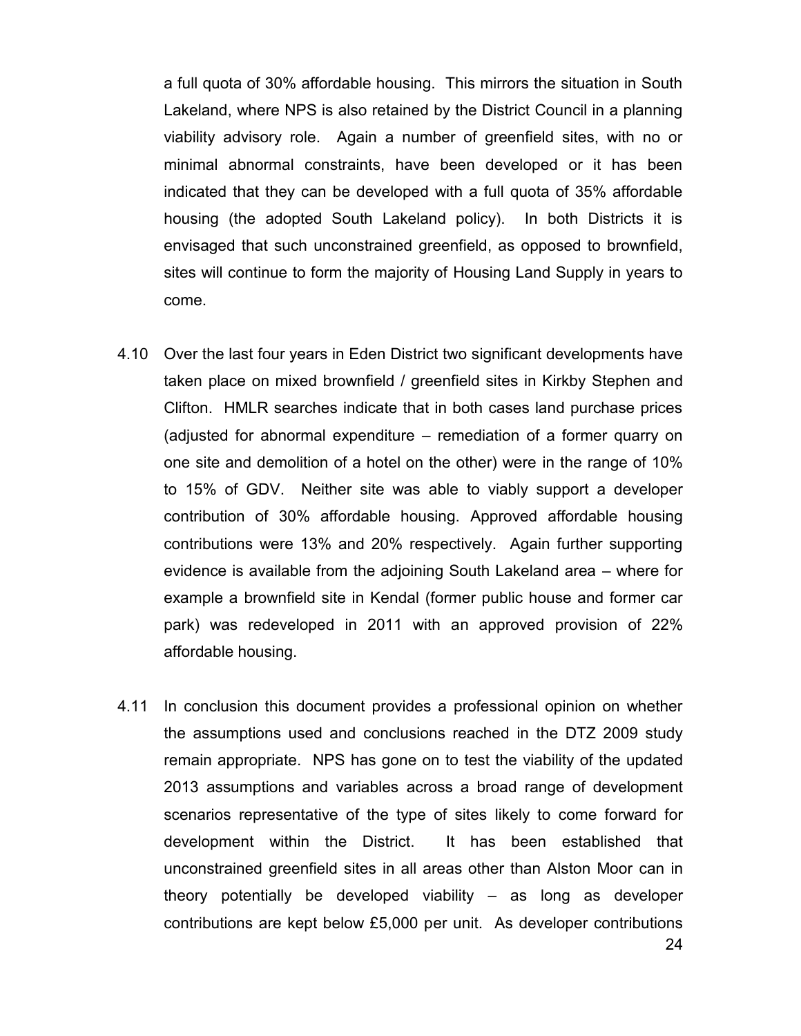a full quota of 30% affordable housing. This mirrors the situation in South Lakeland, where NPS is also retained by the District Council in a planning viability advisory role. Again a number of greenfield sites, with no or minimal abnormal constraints, have been developed or it has been indicated that they can be developed with a full quota of 35% affordable housing (the adopted South Lakeland policy). In both Districts it is envisaged that such unconstrained greenfield, as opposed to brownfield, sites will continue to form the majority of Housing Land Supply in years to come.

4.10 Over the last four years in Eden District two significant developments have taken place on mixed brownfield / greenfield sites in Kirkby Stephen and Clifton. HMLR searches indicate that in both cases land purchase prices (adjusted for abnormal expenditure – remediation of a former quarry on one site and demolition of a hotel on the other) were in the range of 10% to 15% of GDV. Neither site was able to viably support a developer contribution of 30% affordable housing. Approved affordable housing contributions were 13% and 20% respectively. Again further supporting evidence is available from the adjoining South Lakeland area – where for example a brownfield site in Kendal (former public house and former car park) was redeveloped in 2011 with an approved provision of 22% affordable housing.

4.11 In conclusion this document provides a professional opinion on whether the assumptions used and conclusions reached in the DTZ 2009 study remain appropriate. NPS has gone on to test the viability of the updated 2013 assumptions and variables across a broad range of development scenarios representative of the type of sites likely to come forward for development within the District. It has been established that unconstrained greenfield sites in all areas other than Alston Moor can in theory potentially be developed viability – as long as developer contributions are kept below £5,000 per unit. As developer contributions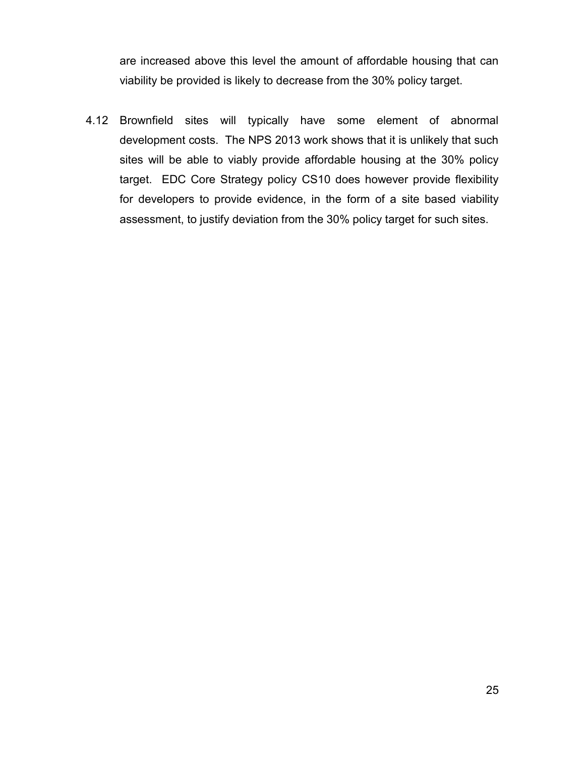are increased above this level the amount of affordable housing that can viability be provided is likely to decrease from the 30% policy target.

4.12 Brownfield sites will typically have some element of abnormal development costs. The NPS 2013 work shows that it is unlikely that such sites will be able to viably provide affordable housing at the 30% policy target. EDC Core Strategy policy CS10 does however provide flexibility for developers to provide evidence, in the form of a site based viability assessment, to justify deviation from the 30% policy target for such sites.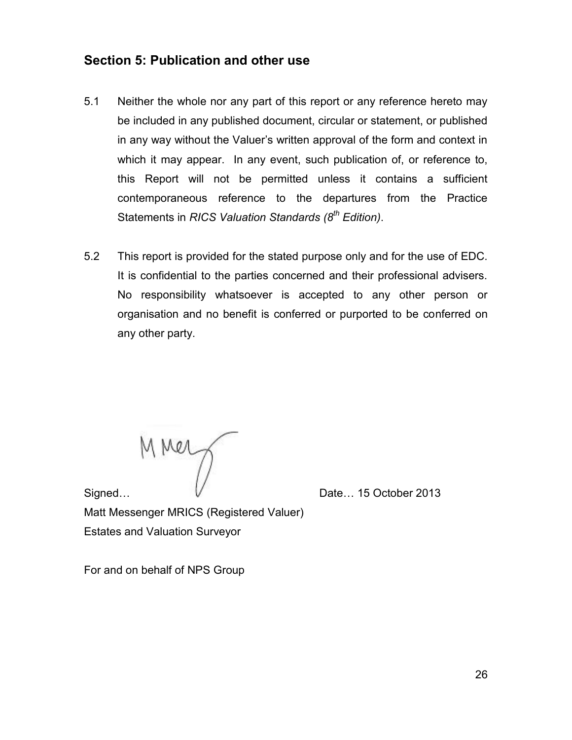## Section 5: Publication and other use

5.1 Neither the whole nor any part of this report or any reference hereto may be included in any published document, circular or statement, or published in any way without the Valuer's written approval of the form and context in which it may appear. In any event, such publication of, or reference to, this Report will not be permitted unless it contains a sufficient contemporaneous reference to the departures from the Practice Statements in *RICS Valuation Standards (8th Edition)*.

5.2 This report is provided for the stated purpose only and for the use of EDC. It is confidential to the parties concerned and their professional advisers. No responsibility whatsoever is accepted to any other person or organisation and no benefit is conferred or purported to be conferred on any other party.

Signed… Date… 15 October 2013

Matt Messenger MRICS (Registered Valuer)
Estates and Valuation Surveyor

For and on behalf of NPS Group